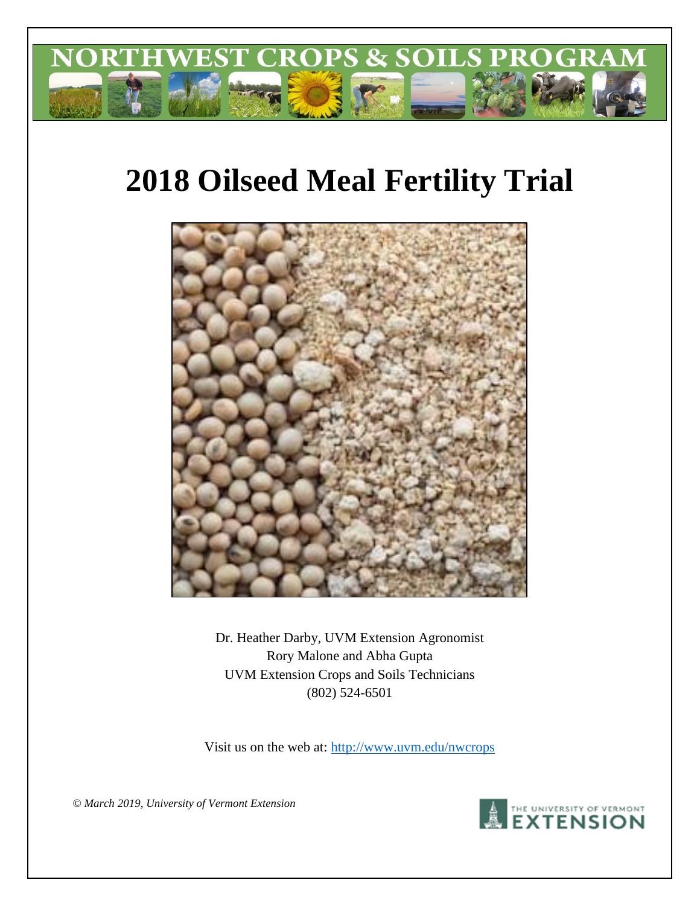NORTHWEST CROPS & SOILS PROGRAM

# 2018 Oilseed Meal Fertility Trial

Dr. Heather Darby, UVM Extension Agronomist
Rory Malone and Abha Gupta
UVM Extension Crops and Soils Technicians
(802) 524-6501

Visit us on the web at: http://www.uvm.edu/nwcrops

*© March 2019, University of Vermont Extension*

THE UNIVERSITY OF VERMONT EXTENSION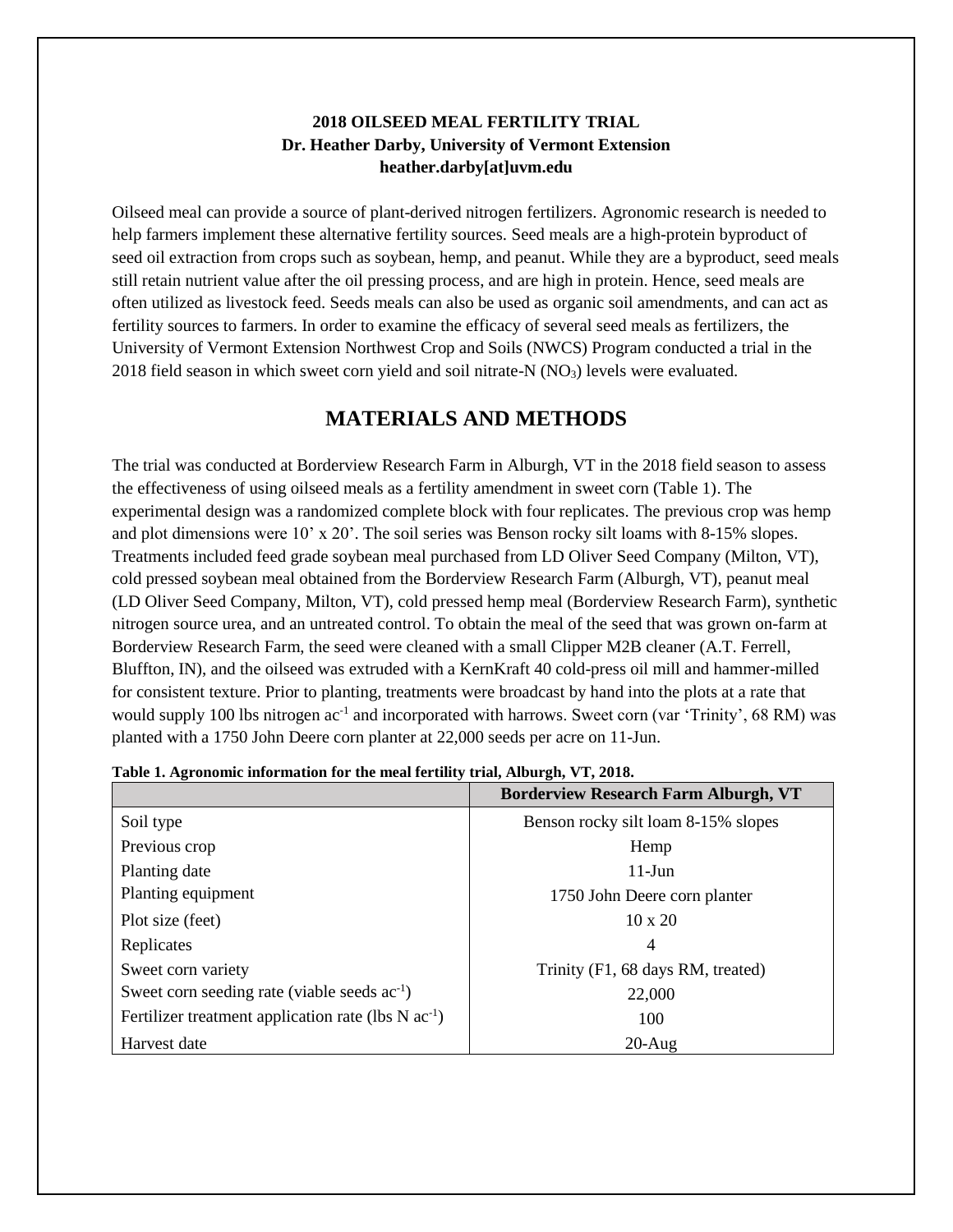**2018 OILSEED MEAL FERTILITY TRIAL**
**Dr. Heather Darby, University of Vermont Extension**
**heather.darby[at]uvm.edu**

Oilseed meal can provide a source of plant-derived nitrogen fertilizers. Agronomic research is needed to help farmers implement these alternative fertility sources. Seed meals are a high-protein byproduct of seed oil extraction from crops such as soybean, hemp, and peanut. While they are a byproduct, seed meals still retain nutrient value after the oil pressing process, and are high in protein. Hence, seed meals are often utilized as livestock feed. Seeds meals can also be used as organic soil amendments, and can act as fertility sources to farmers. In order to examine the efficacy of several seed meals as fertilizers, the University of Vermont Extension Northwest Crop and Soils (NWCS) Program conducted a trial in the 2018 field season in which sweet corn yield and soil nitrate-N ($NO_3$) levels were evaluated.

## MATERIALS AND METHODS

The trial was conducted at Borderview Research Farm in Alburgh, VT in the 2018 field season to assess the effectiveness of using oilseed meals as a fertility amendment in sweet corn (Table 1). The experimental design was a randomized complete block with four replicates. The previous crop was hemp and plot dimensions were 10' x 20'. The soil series was Benson rocky silt loams with 8-15% slopes. Treatments included feed grade soybean meal purchased from LD Oliver Seed Company (Milton, VT), cold pressed soybean meal obtained from the Borderview Research Farm (Alburgh, VT), peanut meal (LD Oliver Seed Company, Milton, VT), cold pressed hemp meal (Borderview Research Farm), synthetic nitrogen source urea, and an untreated control. To obtain the meal of the seed that was grown on-farm at Borderview Research Farm, the seed were cleaned with a small Clipper M2B cleaner (A.T. Ferrell, Bluffton, IN), and the oilseed was extruded with a KernKraft 40 cold-press oil mill and hammer-milled for consistent texture. Prior to planting, treatments were broadcast by hand into the plots at a rate that would supply 100 lbs nitrogen $ac^{-1}$ and incorporated with harrows. Sweet corn (var 'Trinity', 68 RM) was planted with a 1750 John Deere corn planter at 22,000 seeds per acre on 11-Jun.

**Table 1. Agronomic information for the meal fertility trial, Alburgh, VT, 2018.**

| | Borderview Research Farm Alburgh, VT |
|---|---|
| Soil type | Benson rocky silt loam 8-15% slopes |
| Previous crop | Hemp |
| Planting date | 11-Jun |
| Planting equipment | 1750 John Deere corn planter |
| Plot size (feet) | 10 x 20 |
| Replicates | 4 |
| Sweet corn variety | Trinity (F1, 68 days RM, treated) |
| Sweet corn seeding rate (viable seeds $ac^{-1}$) | 22,000 |
| Fertilizer treatment application rate (lbs N $ac^{-1}$) | 100 |
| Harvest date | 20-Aug |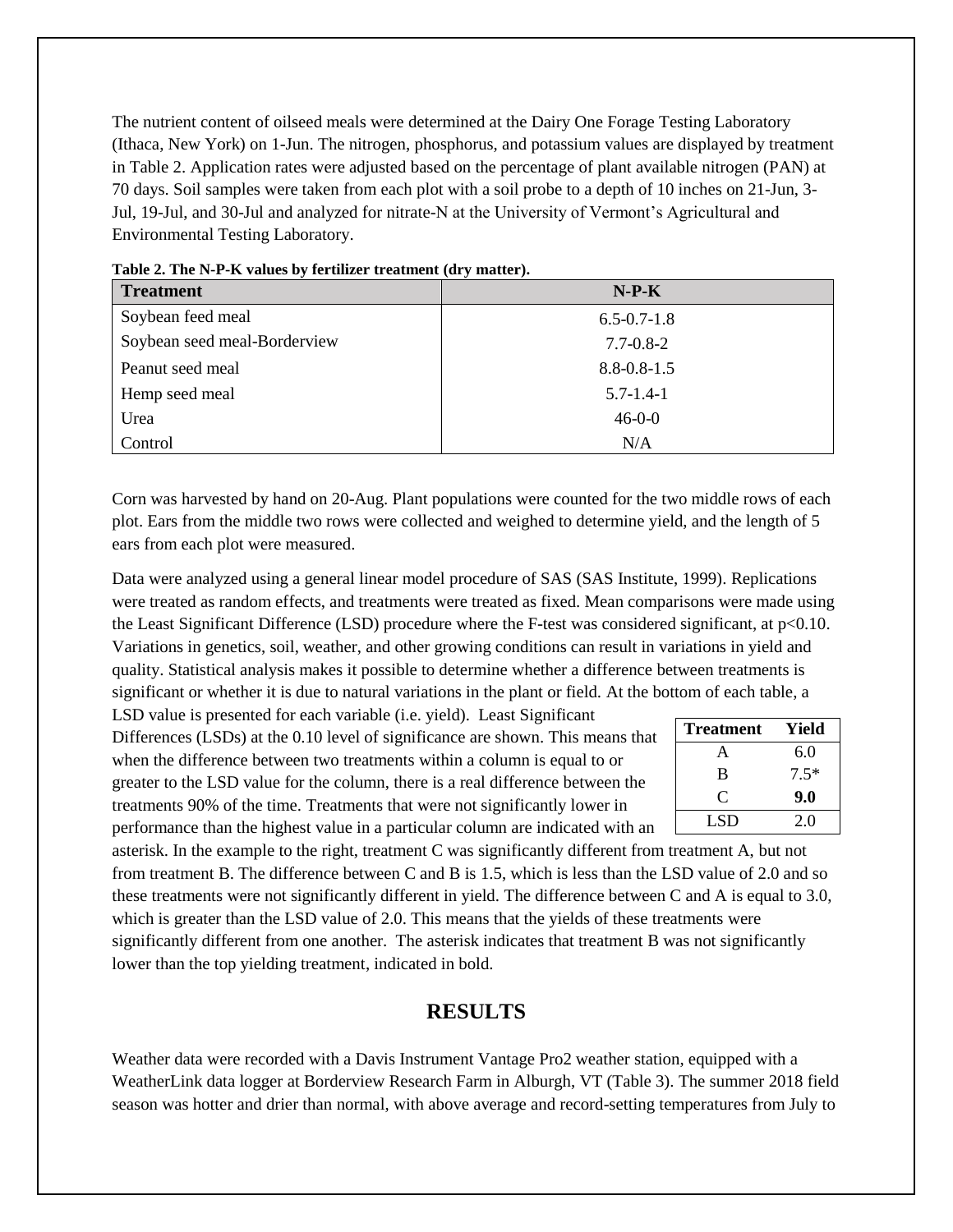The nutrient content of oilseed meals were determined at the Dairy One Forage Testing Laboratory (Ithaca, New York) on 1-Jun. The nitrogen, phosphorus, and potassium values are displayed by treatment in Table 2. Application rates were adjusted based on the percentage of plant available nitrogen (PAN) at 70 days. Soil samples were taken from each plot with a soil probe to a depth of 10 inches on 21-Jun, 3-Jul, 19-Jul, and 30-Jul and analyzed for nitrate-N at the University of Vermont's Agricultural and Environmental Testing Laboratory.

**Table 2. The N-P-K values by fertilizer treatment (dry matter).**

| Treatment | N-P-K |
|---|---|
| Soybean feed meal | 6.5-0.7-1.8 |
| Soybean seed meal-Borderview | 7.7-0.8-2 |
| Peanut seed meal | 8.8-0.8-1.5 |
| Hemp seed meal | 5.7-1.4-1 |
| Urea | 46-0-0 |
| Control | N/A |

Corn was harvested by hand on 20-Aug. Plant populations were counted for the two middle rows of each plot. Ears from the middle two rows were collected and weighed to determine yield, and the length of 5 ears from each plot were measured.

Data were analyzed using a general linear model procedure of SAS (SAS Institute, 1999). Replications were treated as random effects, and treatments were treated as fixed. Mean comparisons were made using the Least Significant Difference (LSD) procedure where the F-test was considered significant, at $p<0.10$. Variations in genetics, soil, weather, and other growing conditions can result in variations in yield and quality. Statistical analysis makes it possible to determine whether a difference between treatments is significant or whether it is due to natural variations in the plant or field. At the bottom of each table, a LSD value is presented for each variable (i.e. yield). Least Significant Differences (LSDs) at the 0.10 level of significance are shown. This means that when the difference between two treatments within a column is equal to or greater to the LSD value for the column, there is a real difference between the treatments 90% of the time. Treatments that were not significantly lower in performance than the highest value in a particular column are indicated with an asterisk. In the example to the right, treatment C was significantly different from treatment A, but not from treatment B. The difference between C and B is 1.5, which is less than the LSD value of 2.0 and so these treatments were not significantly different in yield. The difference between C and A is equal to 3.0, which is greater than the LSD value of 2.0. This means that the yields of these treatments were significantly different from one another. The asterisk indicates that treatment B was not significantly lower than the top yielding treatment, indicated in bold.

| Treatment | Yield |
|---|---|
| A | 6.0 |
| B | 7.5* |
| C | **9.0** |
| LSD | 2.0 |

## RESULTS

Weather data were recorded with a Davis Instrument Vantage Pro2 weather station, equipped with a WeatherLink data logger at Borderview Research Farm in Alburgh, VT (Table 3). The summer 2018 field season was hotter and drier than normal, with above average and record-setting temperatures from July to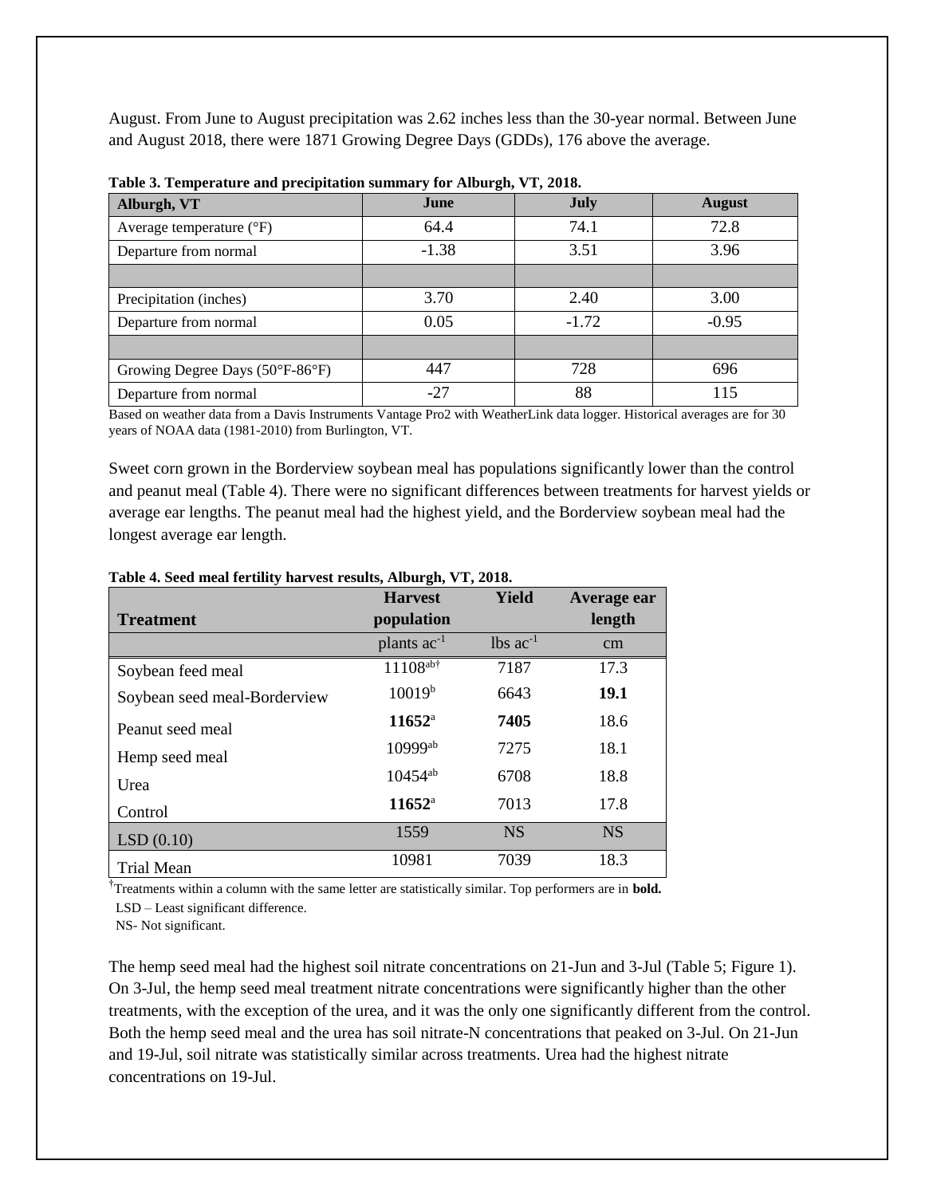August. From June to August precipitation was 2.62 inches less than the 30-year normal. Between June and August 2018, there were 1871 Growing Degree Days (GDDs), 176 above the average.

**Table 3. Temperature and precipitation summary for Alburgh, VT, 2018.**

| Alburgh, VT | June | July | August |
|---|---|---|---|
| Average temperature (°F) | 64.4 | 74.1 | 72.8 |
| Departure from normal | -1.38 | 3.51 | 3.96 |
| | | | |
| Precipitation (inches) | 3.70 | 2.40 | 3.00 |
| Departure from normal | 0.05 | -1.72 | -0.95 |
| | | | |
| Growing Degree Days (50°F-86°F) | 447 | 728 | 696 |
| Departure from normal | -27 | 88 | 115 |

Based on weather data from a Davis Instruments Vantage Pro2 with WeatherLink data logger. Historical averages are for 30 years of NOAA data (1981-2010) from Burlington, VT.

Sweet corn grown in the Borderview soybean meal has populations significantly lower than the control and peanut meal (Table 4). There were no significant differences between treatments for harvest yields or average ear lengths. The peanut meal had the highest yield, and the Borderview soybean meal had the longest average ear length.

**Table 4. Seed meal fertility harvest results, Alburgh, VT, 2018.**

| Treatment | Harvest population | Yield | Average ear length |
|---|---|---|---|
| | plants $ac^{-1}$ | lbs $ac^{-1}$ | cm |
| Soybean feed meal | 11108[ab†] | 7187 | 17.3 |
| Soybean seed meal-Borderview | 10019[b] | 6643 | **19.1** |
| Peanut seed meal | **11652**[a] | **7405** | 18.6 |
| Hemp seed meal | 10999[ab] | 7275 | 18.1 |
| Urea | 10454[ab] | 6708 | 18.8 |
| Control | **11652**[a] | 7013 | 17.8 |
| LSD (0.10) | 1559 | NS | NS |
| Trial Mean | 10981 | 7039 | 18.3 |

†Treatments within a column with the same letter are statistically similar. Top performers are in **bold.**
LSD – Least significant difference.
NS- Not significant.

The hemp seed meal had the highest soil nitrate concentrations on 21-Jun and 3-Jul (Table 5; Figure 1). On 3-Jul, the hemp seed meal treatment nitrate concentrations were significantly higher than the other treatments, with the exception of the urea, and it was the only one significantly different from the control. Both the hemp seed meal and the urea has soil nitrate-N concentrations that peaked on 3-Jul. On 21-Jun and 19-Jul, soil nitrate was statistically similar across treatments. Urea had the highest nitrate concentrations on 19-Jul.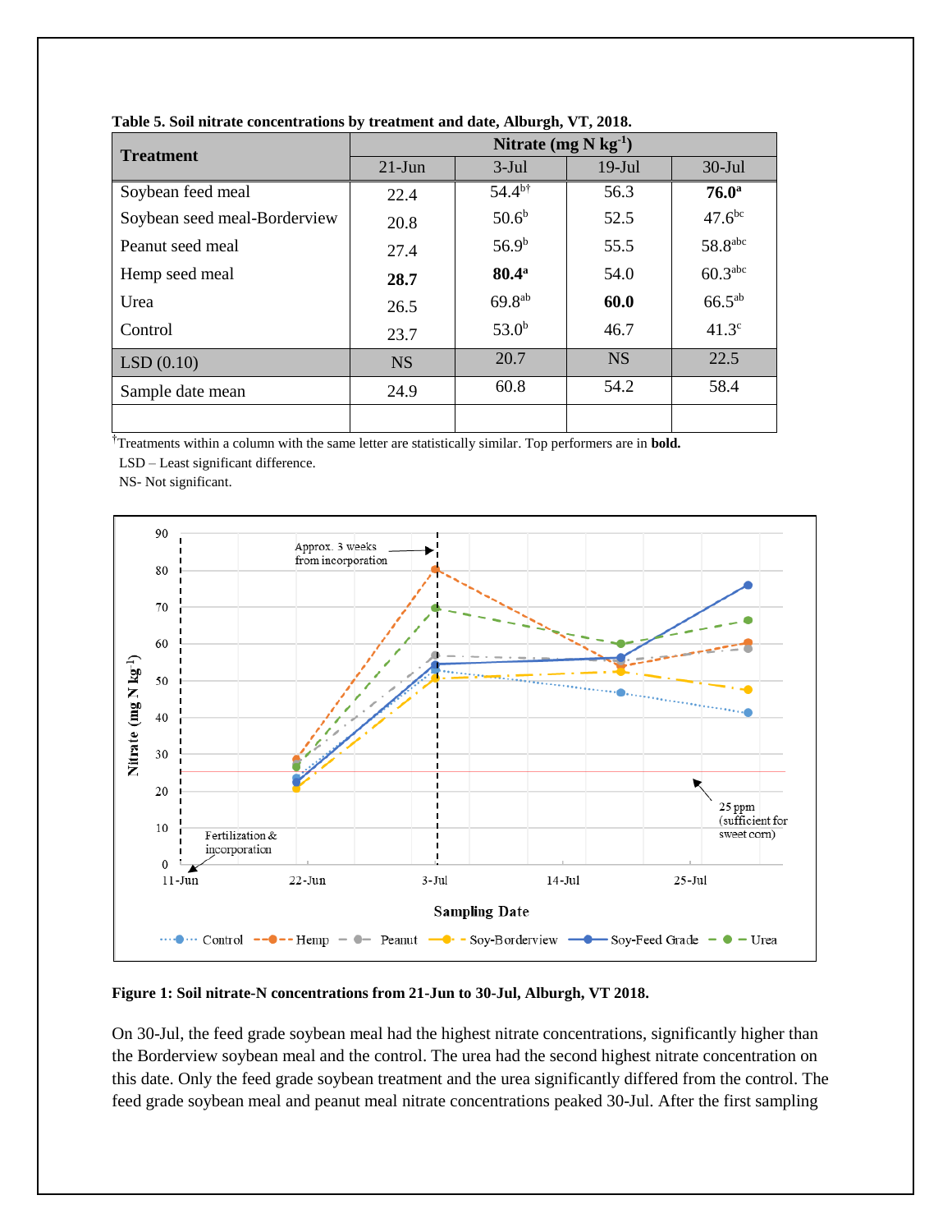**Table 5. Soil nitrate concentrations by treatment and date, Alburgh, VT, 2018.**

| Treatment | Nitrate (mg N kg$^{-1}$) | | | |
|---|---|---|---|---|
| | 21-Jun | 3-Jul | 19-Jul | 30-Jul |
| Soybean feed meal | 22.4 | 54.4$^{b†}$ | 56.3 | **76.0$^{a}$** |
| Soybean seed meal-Borderview | 20.8 | 50.6$^{b}$ | 52.5 | 47.6$^{bc}$ |
| Peanut seed meal | 27.4 | 56.9$^{b}$ | 55.5 | 58.8$^{abc}$ |
| Hemp seed meal | **28.7** | **80.4$^{a}$** | 54.0 | 60.3$^{abc}$ |
| Urea | 26.5 | 69.8$^{ab}$ | **60.0** | 66.5$^{ab}$ |
| Control | 23.7 | 53.0$^{b}$ | 46.7 | 41.3$^{c}$ |
| LSD (0.10) | NS | 20.7 | NS | 22.5 |
| Sample date mean | 24.9 | 60.8 | 54.2 | 58.4 |

†Treatments within a column with the same letter are statistically similar. Top performers are in **bold.**
LSD – Least significant difference.
NS- Not significant.

**Figure 1: Soil nitrate-N concentrations from 21-Jun to 30-Jul, Alburgh, VT 2018.**

On 30-Jul, the feed grade soybean meal had the highest nitrate concentrations, significantly higher than the Borderview soybean meal and the control. The urea had the second highest nitrate concentration on this date. Only the feed grade soybean treatment and the urea significantly differed from the control. The feed grade soybean meal and peanut meal nitrate concentrations peaked 30-Jul. After the first sampling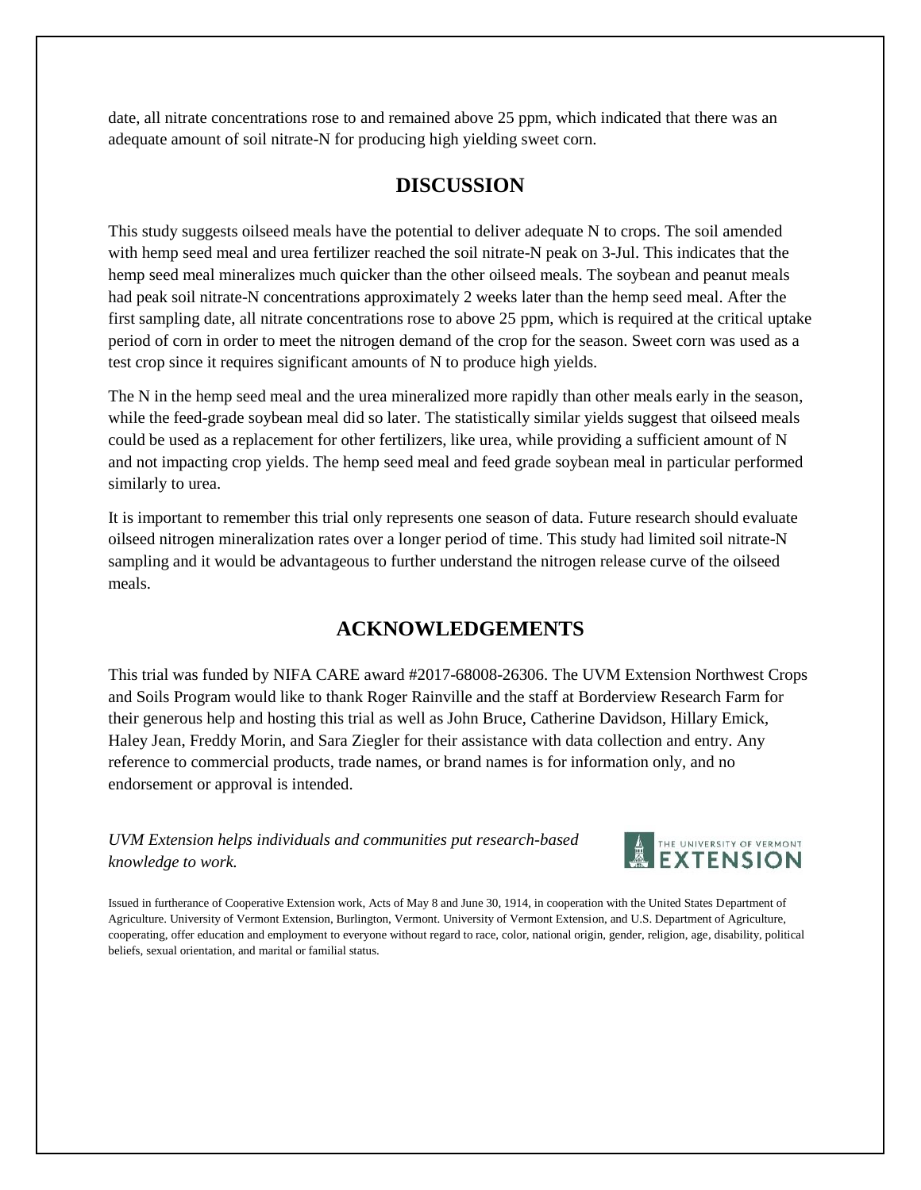date, all nitrate concentrations rose to and remained above 25 ppm, which indicated that there was an adequate amount of soil nitrate-N for producing high yielding sweet corn.

## DISCUSSION

This study suggests oilseed meals have the potential to deliver adequate N to crops. The soil amended with hemp seed meal and urea fertilizer reached the soil nitrate-N peak on 3-Jul. This indicates that the hemp seed meal mineralizes much quicker than the other oilseed meals. The soybean and peanut meals had peak soil nitrate-N concentrations approximately 2 weeks later than the hemp seed meal. After the first sampling date, all nitrate concentrations rose to above 25 ppm, which is required at the critical uptake period of corn in order to meet the nitrogen demand of the crop for the season. Sweet corn was used as a test crop since it requires significant amounts of N to produce high yields.

The N in the hemp seed meal and the urea mineralized more rapidly than other meals early in the season, while the feed-grade soybean meal did so later. The statistically similar yields suggest that oilseed meals could be used as a replacement for other fertilizers, like urea, while providing a sufficient amount of N and not impacting crop yields. The hemp seed meal and feed grade soybean meal in particular performed similarly to urea.

It is important to remember this trial only represents one season of data. Future research should evaluate oilseed nitrogen mineralization rates over a longer period of time. This study had limited soil nitrate-N sampling and it would be advantageous to further understand the nitrogen release curve of the oilseed meals.

## ACKNOWLEDGEMENTS

This trial was funded by NIFA CARE award #2017-68008-26306. The UVM Extension Northwest Crops and Soils Program would like to thank Roger Rainville and the staff at Borderview Research Farm for their generous help and hosting this trial as well as John Bruce, Catherine Davidson, Hillary Emick, Haley Jean, Freddy Morin, and Sara Ziegler for their assistance with data collection and entry. Any reference to commercial products, trade names, or brand names is for information only, and no endorsement or approval is intended.

*UVM Extension helps individuals and communities put research-based knowledge to work.*

THE UNIVERSITY OF VERMONT EXTENSION

Issued in furtherance of Cooperative Extension work, Acts of May 8 and June 30, 1914, in cooperation with the United States Department of Agriculture. University of Vermont Extension, Burlington, Vermont. University of Vermont Extension, and U.S. Department of Agriculture, cooperating, offer education and employment to everyone without regard to race, color, national origin, gender, religion, age, disability, political beliefs, sexual orientation, and marital or familial status.